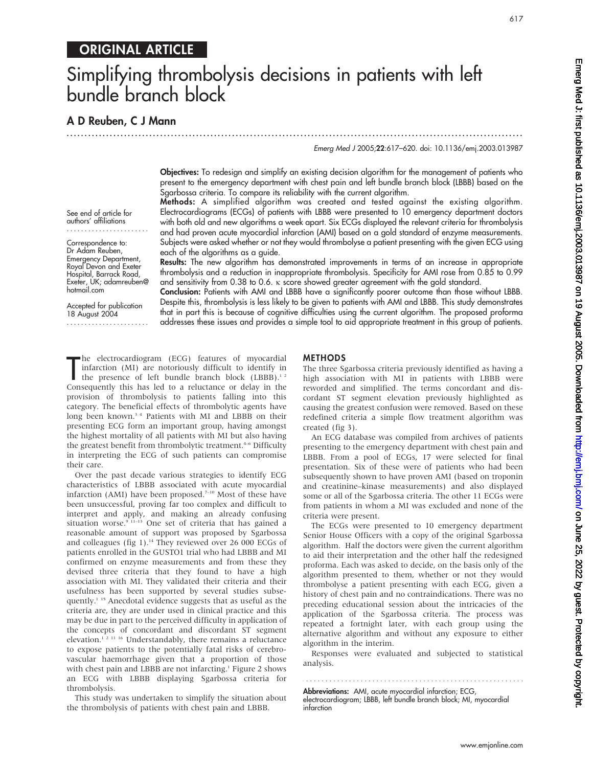## ORIGINAL ARTICLE

# Simplifying thrombolysis decisions in patients with left bundle branch block

**A D Reuben, C J Mann**

See end of article for authors' affiliations

Correspondence to: Dr Adam Reuben, Emergency Department, Royal Devon and Exeter Hospital, Barrack Road, Exeter, UK; adamreuben@hotmail.com

Accepted for publication 18 August 2004

**Objectives:** To redesign and simplify an existing decision algorithm for the management of patients who present to the emergency department with chest pain and left bundle branch block (LBBB) based on the Sgarbossa criteria. To compare its reliability with the current algorithm.

**Methods:** A simplified algorithm was created and tested against the existing algorithm. Electrocardiograms (ECGs) of patients with LBBB were presented to 10 emergency department doctors with both old and new algorithms a week apart. Six ECGs displayed the relevant criteria for thrombolysis and had proven acute myocardial infarction (AMI) based on a gold standard of enzyme measurements. Subjects were asked whether or not they would thrombolyse a patient presenting with the given ECG using each of the algorithms as a guide.

**Results:** The new algorithm has demonstrated improvements in terms of an increase in appropriate thrombolysis and a reduction in inappropriate thrombolysis. Specificity for AMI rose from 0.85 to 0.99 and sensitivity from 0.38 to 0.6. κ score showed greater agreement with the gold standard.

**Conclusion:** Patients with AMI and LBBB have a significantly poorer outcome than those without LBBB. Despite this, thrombolysis is less likely to be given to patients with AMI and LBBB. This study demonstrates that in part this is because of cognitive difficulties using the current algorithm. The proposed proforma addresses these issues and provides a simple tool to aid appropriate treatment in this group of patients.

The electrocardiogram (ECG) features of myocardial infarction (MI) are notoriously difficult to identify in the presence of left bundle branch block (LBBB).[1 2] Consequently this has led to a reluctance or delay in the provision of thrombolysis to patients falling into this category. The beneficial effects of thrombolytic agents have long been known.[3 4] Patients with MI and LBBB on their presenting ECG form an important group, having amongst the highest mortality of all patients with MI but also having the greatest benefit from thrombolytic treatment.[4–6] Difficulty in interpreting the ECG of such patients can compromise their care.

Over the past decade various strategies to identify ECG characteristics of LBBB associated with acute myocardial infarction (AMI) have been proposed.[7–10] Most of these have been unsuccessful, proving far too complex and difficult to interpret and apply, and making an already confusing situation worse.[9 11–13] One set of criteria that has gained a reasonable amount of support was proposed by Sgarbossa and colleagues (fig 1).[14] They reviewed over 26 000 ECGs of patients enrolled in the GUSTO1 trial who had LBBB and MI confirmed on enzyme measurements and from these they devised three criteria that they found to have a high association with MI. They validated their criteria and their usefulness has been supported by several studies subsequently.[1 15] Anecdotal evidence suggests that as useful as the criteria are, they are under used in clinical practice and this may be due in part to the perceived difficulty in application of the concepts of concordant and discordant ST segment elevation.[1 2 11 16] Understandably, there remains a reluctance to expose patients to the potentially fatal risks of cerebrovascular haemorrhage given that a proportion of those with chest pain and LBBB are not infarcting.[1] Figure 2 shows an ECG with LBBB displaying Sgarbossa criteria for thrombolysis.

This study was undertaken to simplify the situation about the thrombolysis of patients with chest pain and LBBB.

## METHODS

The three Sgarbossa criteria previously identified as having a high association with MI in patients with LBBB were reworded and simplified. The terms concordant and discordant ST segment elevation previously highlighted as causing the greatest confusion were removed. Based on these redefined criteria a simple flow treatment algorithm was created (fig 3).

An ECG database was compiled from archives of patients presenting to the emergency department with chest pain and LBBB. From a pool of ECGs, 17 were selected for final presentation. Six of these were of patients who had been subsequently shown to have proven AMI (based on troponin and creatinine–kinase measurements) and also displayed some or all of the Sgarbossa criteria. The other 11 ECGs were from patients in whom a MI was excluded and none of the criteria were present.

The ECGs were presented to 10 emergency department Senior House Officers with a copy of the original Sgarbossa algorithm. Half the doctors were given the current algorithm to aid their interpretation and the other half the redesigned proforma. Each was asked to decide, on the basis only of the algorithm presented to them, whether or not they would thrombolyse a patient presenting with each ECG, given a history of chest pain and no contraindications. There was no preceding educational session about the intricacies of the application of the Sgarbossa criteria. The process was repeated a fortnight later, with each group using the alternative algorithm and without any exposure to either algorithm in the interim.

Responses were evaluated and subjected to statistical analysis.

**Abbreviations:** AMI, acute myocardial infarction; ECG, electrocardiogram; LBBB, left bundle branch block; MI, myocardial infarction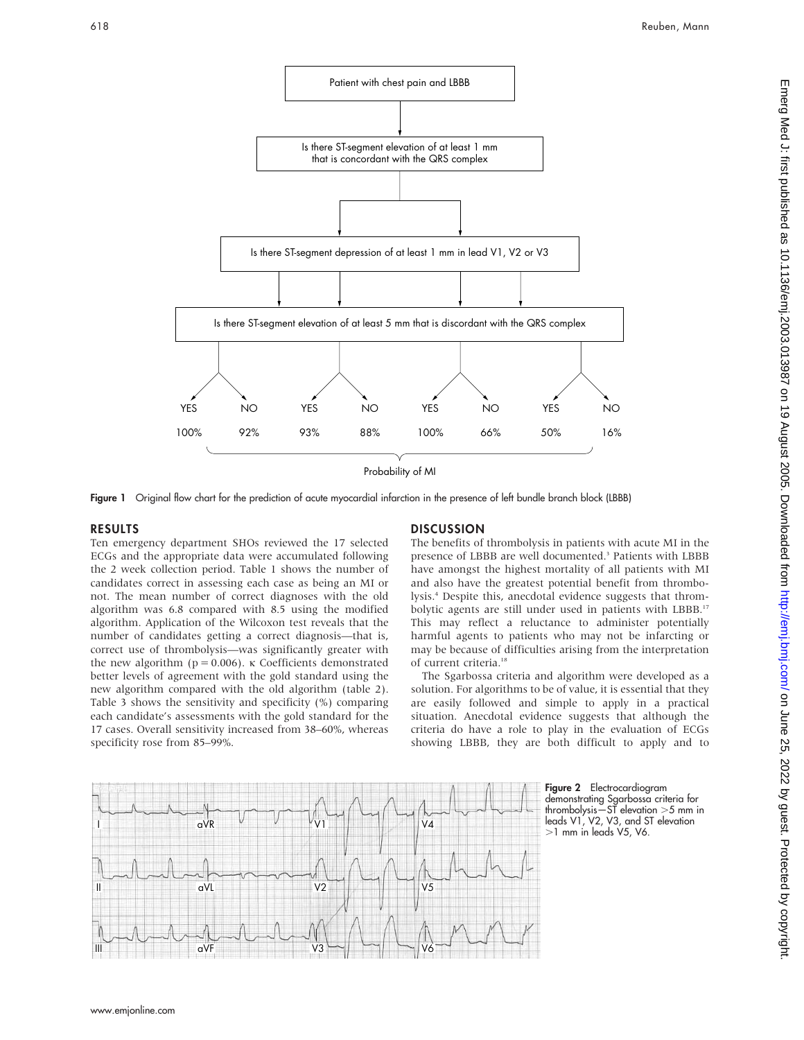Figure 1 Original flow chart for the prediction of acute myocardial infarction in the presence of left bundle branch block (LBBB)

## RESULTS

Ten emergency department SHOs reviewed the 17 selected ECGs and the appropriate data were accumulated following the 2 week collection period. Table 1 shows the number of candidates correct in assessing each case as being an MI or not. The mean number of correct diagnoses with the old algorithm was 6.8 compared with 8.5 using the modified algorithm. Application of the Wilcoxon test reveals that the number of candidates getting a correct diagnosis—that is, correct use of thrombolysis—was significantly greater with the new algorithm ($p = 0.006$). κ Coefficients demonstrated better levels of agreement with the gold standard using the new algorithm compared with the old algorithm (table 2). Table 3 shows the sensitivity and specificity (%) comparing each candidate's assessments with the gold standard for the 17 cases. Overall sensitivity increased from 38–60%, whereas specificity rose from 85–99%.

## DISCUSSION

The benefits of thrombolysis in patients with acute MI in the presence of LBBB are well documented.[3] Patients with LBBB have amongst the highest mortality of all patients with MI and also have the greatest potential benefit from thrombolysis.[4] Despite this, anecdotal evidence suggests that thrombolytic agents are still under used in patients with LBBB.[17] This may reflect a reluctance to administer potentially harmful agents to patients who may not be infarcting or may be because of difficulties arising from the interpretation of current criteria.[18]

The Sgarbossa criteria and algorithm were developed as a solution. For algorithms to be of value, it is essential that they are easily followed and simple to apply in a practical situation. Anecdotal evidence suggests that although the criteria do have a role to play in the evaluation of ECGs showing LBBB, they are both difficult to apply and to

Figure 2 Electrocardiogram demonstrating Sgarbossa criteria for thrombolysis—ST elevation >5 mm in leads V1, V2, V3, and ST elevation >1 mm in leads V5, V6.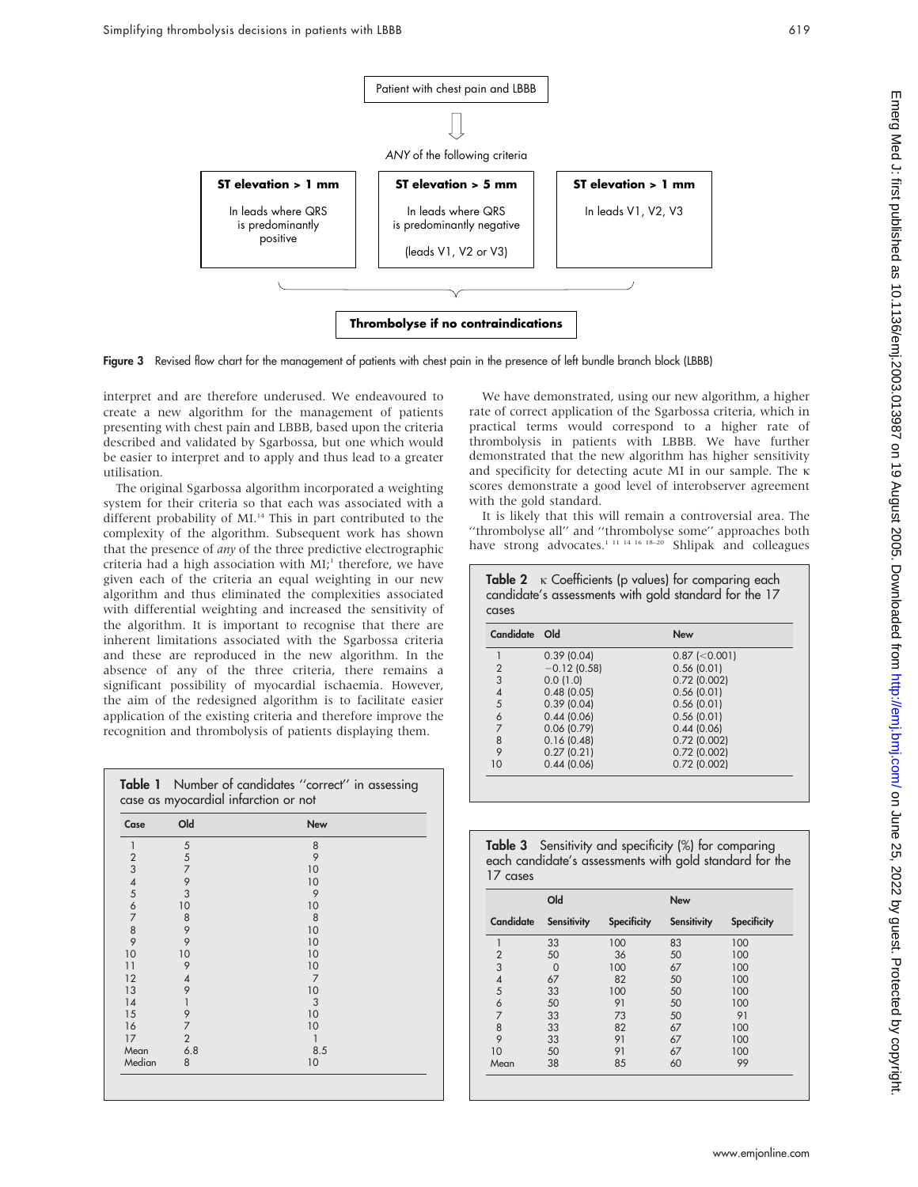Patient with chest pain and LBBB

*ANY* of the following criteria

**ST elevation > 1 mm** — In leads where QRS is predominantly positive

**ST elevation > 5 mm** — In leads where QRS is predominantly negative (leads V1, V2 or V3)

**ST elevation > 1 mm** — In leads V1, V2, V3

**Thrombolyse if no contraindications**

**Figure 3** Revised flow chart for the management of patients with chest pain in the presence of left bundle branch block (LBBB)

interpret and are therefore underused. We endeavoured to create a new algorithm for the management of patients presenting with chest pain and LBBB, based upon the criteria described and validated by Sgarbossa, but one which would be easier to interpret and to apply and thus lead to a greater utilisation.

The original Sgarbossa algorithm incorporated a weighting system for their criteria so that each was associated with a different probability of MI.[14] This in part contributed to the complexity of the algorithm. Subsequent work has shown that the presence of *any* of the three predictive electrographic criteria had a high association with MI;[1] therefore, we have given each of the criteria an equal weighting in our new algorithm and thus eliminated the complexities associated with differential weighting and increased the sensitivity of the algorithm. It is important to recognise that there are inherent limitations associated with the Sgarbossa criteria and these are reproduced in the new algorithm. In the absence of any of the three criteria, there remains a significant possibility of myocardial ischaemia. However, the aim of the redesigned algorithm is to facilitate easier application of the existing criteria and therefore improve the recognition and thrombolysis of patients displaying them.

**Table 1** Number of candidates "correct" in assessing case as myocardial infarction or not

| Case | Old | New |
|---|---|---|
| 1 | 5 | 8 |
| 2 | 5 | 9 |
| 3 | 7 | 10 |
| 4 | 9 | 10 |
| 5 | 3 | 9 |
| 6 | 10 | 10 |
| 7 | 8 | 8 |
| 8 | 9 | 10 |
| 9 | 9 | 10 |
| 10 | 10 | 10 |
| 11 | 9 | 10 |
| 12 | 4 | 7 |
| 13 | 9 | 10 |
| 14 | 1 | 3 |
| 15 | 9 | 10 |
| 16 | 7 | 10 |
| 17 | 2 | 1 |
| Mean | 6.8 | 8.5 |
| Median | 8 | 10 |

We have demonstrated, using our new algorithm, a higher rate of correct application of the Sgarbossa criteria, which in practical terms would correspond to a higher rate of thrombolysis in patients with LBBB. We have further demonstrated that the new algorithm has higher sensitivity and specificity for detecting acute MI in our sample. The κ scores demonstrate a good level of interobserver agreement with the gold standard.

It is likely that this will remain a controversial area. The "thrombolyse all" and "thrombolyse some" approaches both have strong advocates.[1 11 14 16 18–20] Shlipak and colleagues

**Table 2** κ Coefficients (p values) for comparing each candidate's assessments with gold standard for the 17 cases

| Candidate | Old | New |
|---|---|---|
| 1 | 0.39 (0.04) | 0.87 (<0.001) |
| 2 | −0.12 (0.58) | 0.56 (0.01) |
| 3 | 0.0 (1.0) | 0.72 (0.002) |
| 4 | 0.48 (0.05) | 0.56 (0.01) |
| 5 | 0.39 (0.04) | 0.56 (0.01) |
| 6 | 0.44 (0.06) | 0.56 (0.01) |
| 7 | 0.06 (0.79) | 0.44 (0.06) |
| 8 | 0.16 (0.48) | 0.72 (0.002) |
| 9 | 0.27 (0.21) | 0.72 (0.002) |
| 10 | 0.44 (0.06) | 0.72 (0.002) |

**Table 3** Sensitivity and specificity (%) for comparing each candidate's assessments with gold standard for the 17 cases

| | Old | | New | |
|---|---|---|---|---|
| Candidate | Sensitivity | Specificity | Sensitivity | Specificity |
| 1 | 33 | 100 | 83 | 100 |
| 2 | 50 | 36 | 50 | 100 |
| 3 | 0 | 100 | 67 | 100 |
| 4 | 67 | 82 | 50 | 100 |
| 5 | 33 | 100 | 50 | 100 |
| 6 | 50 | 91 | 50 | 100 |
| 7 | 33 | 73 | 50 | 91 |
| 8 | 33 | 82 | 67 | 100 |
| 9 | 33 | 91 | 67 | 100 |
| 10 | 50 | 91 | 67 | 100 |
| Mean | 38 | 85 | 60 | 99 |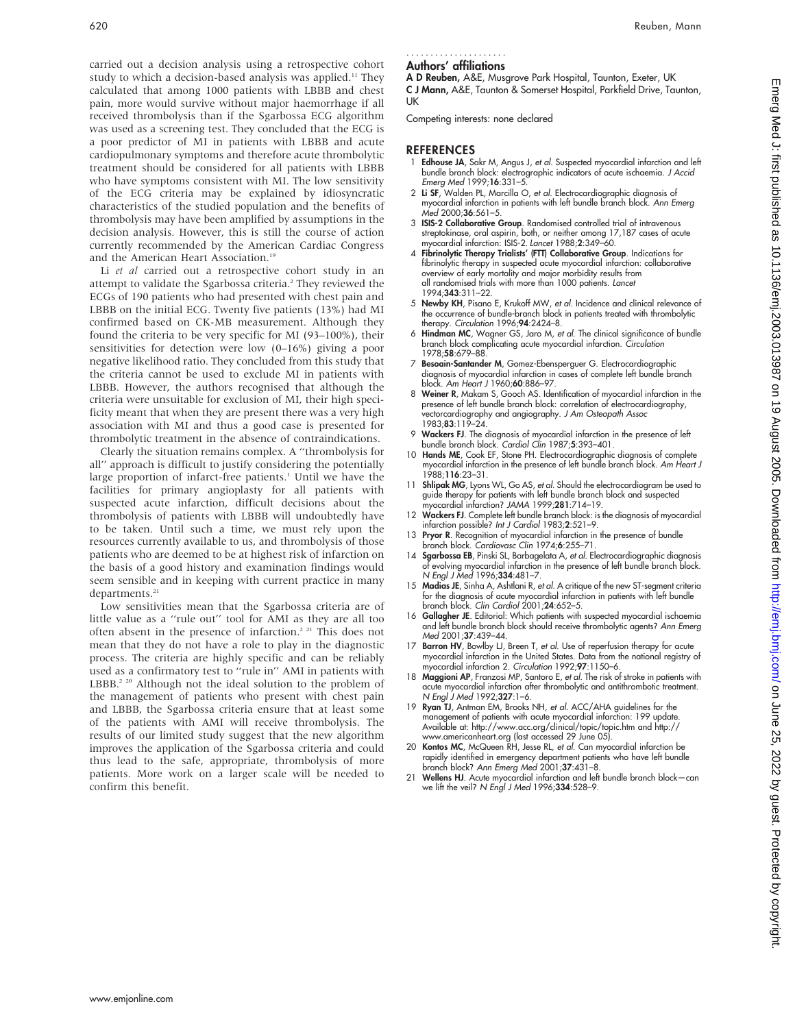carried out a decision analysis using a retrospective cohort study to which a decision-based analysis was applied.[11] They calculated that among 1000 patients with LBBB and chest pain, more would survive without major haemorrhage if all received thrombolysis than if the Sgarbossa ECG algorithm was used as a screening test. They concluded that the ECG is a poor predictor of MI in patients with LBBB and acute cardiopulmonary symptoms and therefore acute thrombolytic treatment should be considered for all patients with LBBB who have symptoms consistent with MI. The low sensitivity of the ECG criteria may be explained by idiosyncratic characteristics of the studied population and the benefits of thrombolysis may have been amplified by assumptions in the decision analysis. However, this is still the course of action currently recommended by the American Cardiac Congress and the American Heart Association.[19]

Li *et al* carried out a retrospective cohort study in an attempt to validate the Sgarbossa criteria.[2] They reviewed the ECGs of 190 patients who had presented with chest pain and LBBB on the initial ECG. Twenty five patients (13%) had MI confirmed based on CK-MB measurement. Although they found the criteria to be very specific for MI (93–100%), their sensitivities for detection were low (0–16%) giving a poor negative likelihood ratio. They concluded from this study that the criteria cannot be used to exclude MI in patients with LBBB. However, the authors recognised that although the criteria were unsuitable for exclusion of MI, their high specificity meant that when they are present there was a very high association with MI and thus a good case is presented for thrombolytic treatment in the absence of contraindications.

Clearly the situation remains complex. A "thrombolysis for all" approach is difficult to justify considering the potentially large proportion of infarct-free patients.[1] Until we have the facilities for primary angioplasty for all patients with suspected acute infarction, difficult decisions about the thrombolysis of patients with LBBB will undoubtedly have to be taken. Until such a time, we must rely upon the resources currently available to us, and thrombolysis of those patients who are deemed to be at highest risk of infarction on the basis of a good history and examination findings would seem sensible and in keeping with current practice in many departments.[21]

Low sensitivities mean that the Sgarbossa criteria are of little value as a "rule out" tool for AMI as they are all too often absent in the presence of infarction.[2,21] This does not mean that they do not have a role to play in the diagnostic process. The criteria are highly specific and can be reliably used as a confirmatory test to "rule in" AMI in patients with LBBB.[2,20] Although not the ideal solution to the problem of the management of patients who present with chest pain and LBBB, the Sgarbossa criteria ensure that at least some of the patients with AMI will receive thrombolysis. The results of our limited study suggest that the new algorithm improves the application of the Sgarbossa criteria and could thus lead to the safe, appropriate, thrombolysis of more patients. More work on a larger scale will be needed to confirm this benefit.

## Authors' affiliations

**A D Reuben,** A&E, Musgrove Park Hospital, Taunton, Exeter, UK
**C J Mann,** A&E, Taunton & Somerset Hospital, Parkfield Drive, Taunton, UK

Competing interests: none declared

## REFERENCES

1. **Edhouse JA**, Sakr M, Angus J, *et al*. Suspected myocardial infarction and left bundle branch block: electrographic indicators of acute ischaemia. *J Accid Emerg Med* 1999;**16**:331–5.
2. **Li SF**, Walden PL, Marcilla O, *et al*. Electrocardiographic diagnosis of myocardial infarction in patients with left bundle branch block. *Ann Emerg Med* 2000;**36**:561–5.
3. **ISIS-2 Collaborative Group**. Randomised controlled trial of intravenous streptokinase, oral aspirin, both, or neither among 17,187 cases of acute myocardial infarction: ISIS-2. *Lancet* 1988;**2**:349–60.
4. **Fibrinolytic Therapy Trialists' (FTT) Collaborative Group**. Indications for fibrinolytic therapy in suspected acute myocardial infarction: collaborative overview of early mortality and major morbidity results from all randomised trials with more than 1000 patients. *Lancet* 1994;**343**:311–22.
5. **Newby KH**, Pisano E, Krukoff MW, *et al*. Incidence and clinical relevance of the occurrence of bundle-branch block in patients treated with thrombolytic therapy. *Circulation* 1996;**94**:2424–8.
6. **Hindman MC**, Wagner GS, Jaro M, *et al*. The clinical significance of bundle branch block complicating acute myocardial infarction. *Circulation* 1978;**58**:679–88.
7. **Besoain-Santander M**, Gomez-Ebensperguer G. Electrocardiographic diagnosis of myocardial infarction in cases of complete left bundle branch block. *Am Heart J* 1960;**60**:886–97.
8. **Weiner R**, Makam S, Gooch AS. Identification of myocardial infarction in the presence of left bundle branch block: correlation of electrocardiography, vectorcardiography and angiography. *J Am Osteopath Assoc* 1983;**83**:119–24.
9. **Wackers FJ**. The diagnosis of myocardial infarction in the presence of left bundle branch block. *Cardiol Clin* 1987;**5**:393–401.
10. **Hands ME**, Cook EF, Stone PH. Electrocardiographic diagnosis of complete myocardial infarction in the presence of left bundle branch block. *Am Heart J* 1988;**116**:23–31.
11. **Shlipak MG**, Lyons WL, Go AS, *et al*. Should the electrocardiogram be used to guide therapy for patients with left bundle branch block and suspected myocardial infarction? *JAMA* 1999;**281**:714–19.
12. **Wackers FJ**. Complete left bundle branch block: is the diagnosis of myocardial infarction possible? *Int J Cardiol* 1983;**2**:521–9.
13. **Pryor R**. Recognition of myocardial infarction in the presence of bundle branch block. *Cardiovasc Clin* 1974;**6**:255–71.
14. **Sgarbossa EB**, Pinski SL, Barbagelata A, *et al*. Electrocardiographic diagnosis of evolving myocardial infarction in the presence of left bundle branch block. *N Engl J Med* 1996;**334**:481–7.
15. **Madias JE**, Sinha A, Ashtlani R, *et al*. A critique of the new ST-segment criteria for the diagnosis of acute myocardial infarction in patients with left bundle branch block. *Clin Cardiol* 2001;**24**:652–5.
16. **Gallagher JE**. Editorial: Which patients with suspected myocardial ischaemia and left bundle branch block should receive thrombolytic agents? *Ann Emerg Med* 2001;**37**:439–44.
17. **Barron HV**, Bowlby LJ, Breen T, *et al*. Use of reperfusion therapy for acute myocardial infarction in the United States. Data from the national registry of myocardial infarction 2. *Circulation* 1992;**97**:1150–6.
18. **Maggioni AP**, Franzosi MP, Santoro E, *et al*. The risk of stroke in patients with acute myocardial infarction after thrombolytic and antithrombotic treatment. *N Engl J Med* 1992;**327**:1–6.
19. **Ryan TJ**, Antman EM, Brooks NH, *et al*. ACC/AHA guidelines for the management of patients with acute myocardial infarction: 199 update. Available at: http://www.acc.org/clinical/topic/topic.htm and http://www.americanheart.org (last accessed 29 June 05).
20. **Kontos MC**, McQueen RH, Jesse RL, *et al*. Can myocardial infarction be rapidly identified in emergency department patients who have left bundle branch block? *Ann Emerg Med* 2001;**37**:431–8.
21. **Wellens HJ**. Acute myocardial infarction and left bundle branch block—can we lift the veil? *N Engl J Med* 1996;**334**:528–9.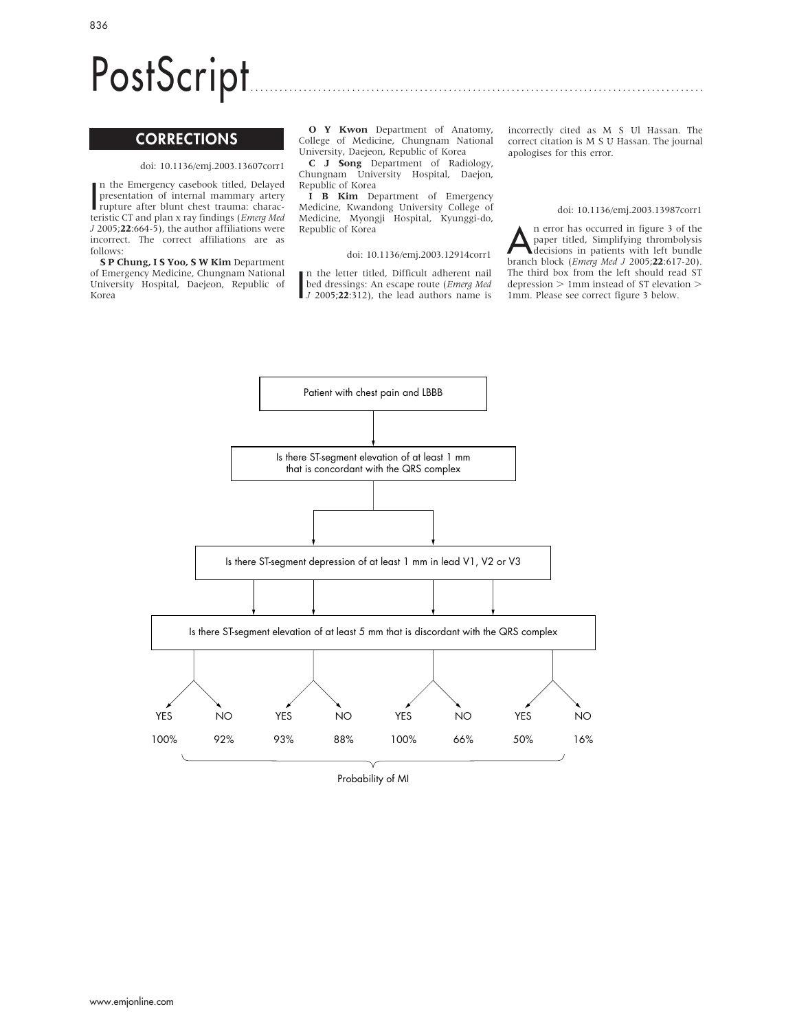# PostScript

## CORRECTIONS

doi: 10.1136/emj.2003.13607corr1

In the Emergency casebook titled, Delayed presentation of internal mammary artery rupture after blunt chest trauma: characteristic CT and plan x ray findings (*Emerg Med J* 2005;**22**:664-5), the author affiliations were incorrect. The correct affiliations are as follows:

**S P Chung, I S Yoo, S W Kim** Department of Emergency Medicine, Chungnam National University Hospital, Daejeon, Republic of Korea

**O Y Kwon** Department of Anatomy, College of Medicine, Chungnam National University, Daejeon, Republic of Korea

**C J Song** Department of Radiology, Chungnam University Hospital, Daejon, Republic of Korea

**I B Kim** Department of Emergency Medicine, Kwandong University College of Medicine, Myongji Hospital, Kyunggi-do, Republic of Korea

doi: 10.1136/emj.2003.12914corr1

In the letter titled, Difficult adherent nail bed dressings: An escape route (*Emerg Med J* 2005;**22**:312), the lead authors name is incorrectly cited as M S Ul Hassan. The correct citation is M S U Hassan. The journal apologises for this error.

doi: 10.1136/emj.2003.13987corr1

An error has occurred in figure 3 of the paper titled, Simplifying thrombolysis decisions in patients with left bundle branch block (*Emerg Med J* 2005;**22**:617-20). The third box from the left should read ST depression > 1mm instead of ST elevation > 1mm. Please see correct figure 3 below.

Patient with chest pain and LBBB

Is there ST-segment elevation of at least 1 mm that is concordant with the QRS complex

Is there ST-segment depression of at least 1 mm in lead V1, V2 or V3

Is there ST-segment elevation of at least 5 mm that is discordant with the QRS complex

| YES | NO | YES | NO | YES | NO | YES | NO |
|---|---|---|---|---|---|---|---|
| 100% | 92% | 93% | 88% | 100% | 66% | 50% | 16% |

Probability of MI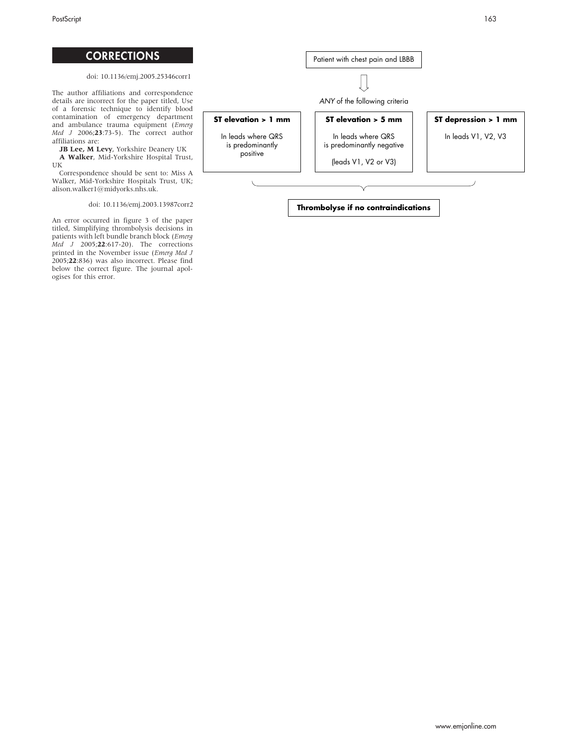## CORRECTIONS

doi: 10.1136/emj.2005.25346corr1

The author affiliations and correspondence details are incorrect for the paper titled, Use of a forensic technique to identify blood contamination of emergency department and ambulance trauma equipment (*Emerg Med J* 2006;**23**:73-5). The correct author affiliations are:

**JB Lee, M Levy**, Yorkshire Deanery UK

**A Walker**, Mid-Yorkshire Hospital Trust, UK

Correspondence should be sent to: Miss A Walker, Mid-Yorkshire Hospitals Trust, UK; alison.walker1@midyorks.nhs.uk.

doi: 10.1136/emj.2003.13987corr2

An error occurred in figure 3 of the paper titled, Simplifying thrombolysis decisions in patients with left bundle branch block (*Emerg Med J* 2005;**22**:617-20). The corrections printed in the November issue (*Emerg Med J* 2005;**22**:836) was also incorrect. Please find below the correct figure. The journal apologises for this error.

Patient with chest pain and LBBB

↓

*ANY* of the following criteria

| **ST elevation > 1 mm** | **ST elevation > 5 mm** | **ST depression > 1 mm** |
|---|---|---|
| In leads where QRS is predominantly positive | In leads where QRS is predominantly negative (leads V1, V2 or V3) | In leads V1, V2, V3 |

**Thrombolyse if no contraindications**